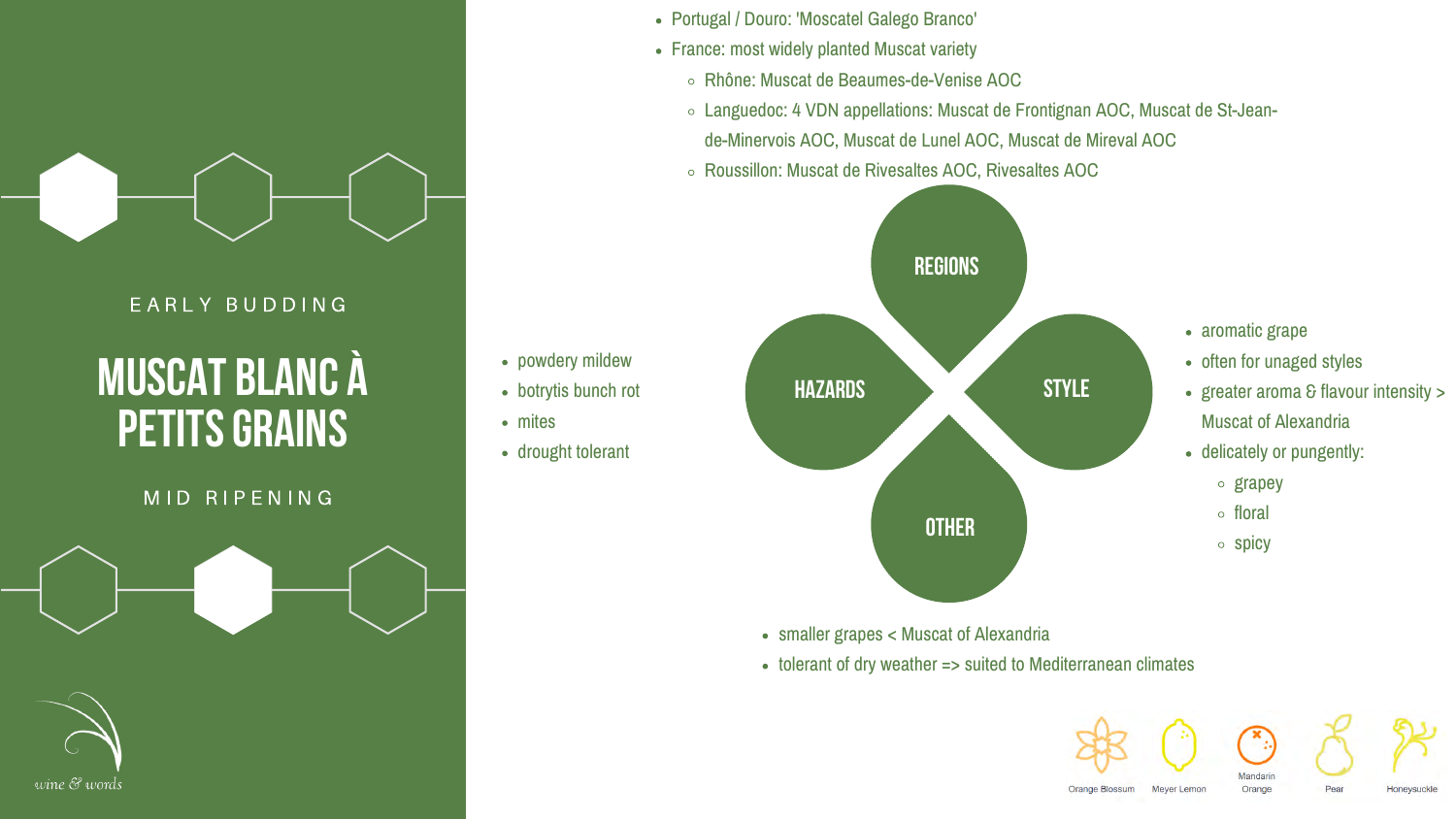EARLY BUDDING

# MUSCAT BLANC À PETITS GRAINS

MID RIPENING

## REGIONS

- Portugal / Douro: 'Moscatel Galego Branco'
- France: most widely planted Muscat variety
  - Rhône: Muscat de Beaumes-de-Venise AOC
  - Languedoc: 4 VDN appellations: Muscat de Frontignan AOC, Muscat de St-Jean-de-Minervois AOC, Muscat de Lunel AOC, Muscat de Mireval AOC
  - Roussillon: Muscat de Rivesaltes AOC, Rivesaltes AOC

## HAZARDS

- powdery mildew
- botrytis bunch rot
- mites
- drought tolerant

## STYLE

- aromatic grape
- often for unaged styles
- greater aroma & flavour intensity > Muscat of Alexandria
- delicately or pungently:
  - grapey
  - floral
  - spicy

## OTHER

- smaller grapes < Muscat of Alexandria
- tolerant of dry weather => suited to Mediterranean climates

Orange Blossom | Meyer Lemon | Mandarin Orange | Pear | Honeysuckle

wine & words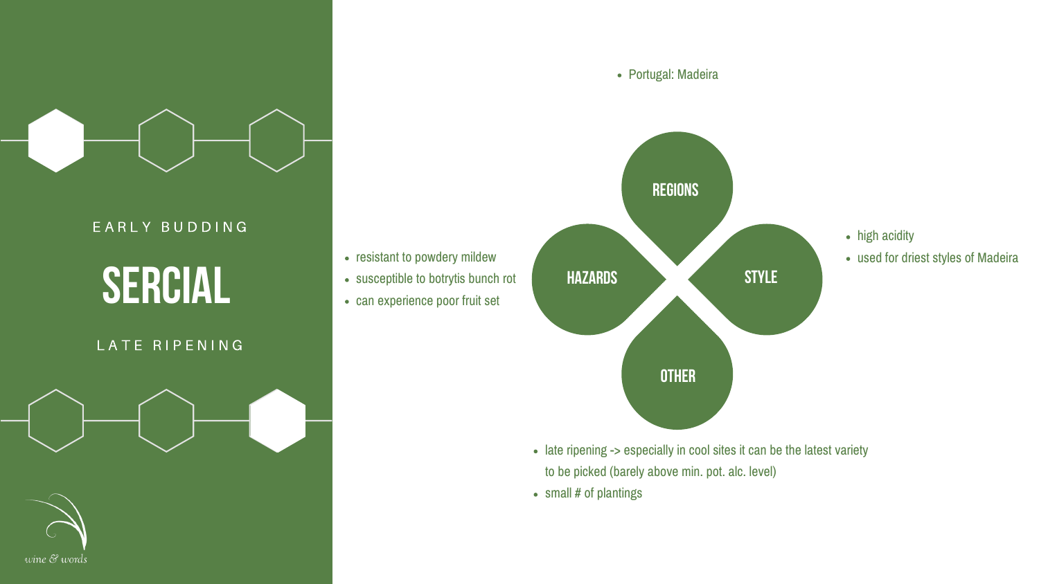EARLY BUDDING

# SERCIAL

LATE RIPENING

## REGIONS

- Portugal: Madeira

## STYLE

- high acidity
- used for driest styles of Madeira

## HAZARDS

- resistant to powdery mildew
- susceptible to botrytis bunch rot
- can experience poor fruit set

## OTHER

- late ripening -> especially in cool sites it can be the latest variety to be picked (barely above min. pot. alc. level)
- small # of plantings

wine & words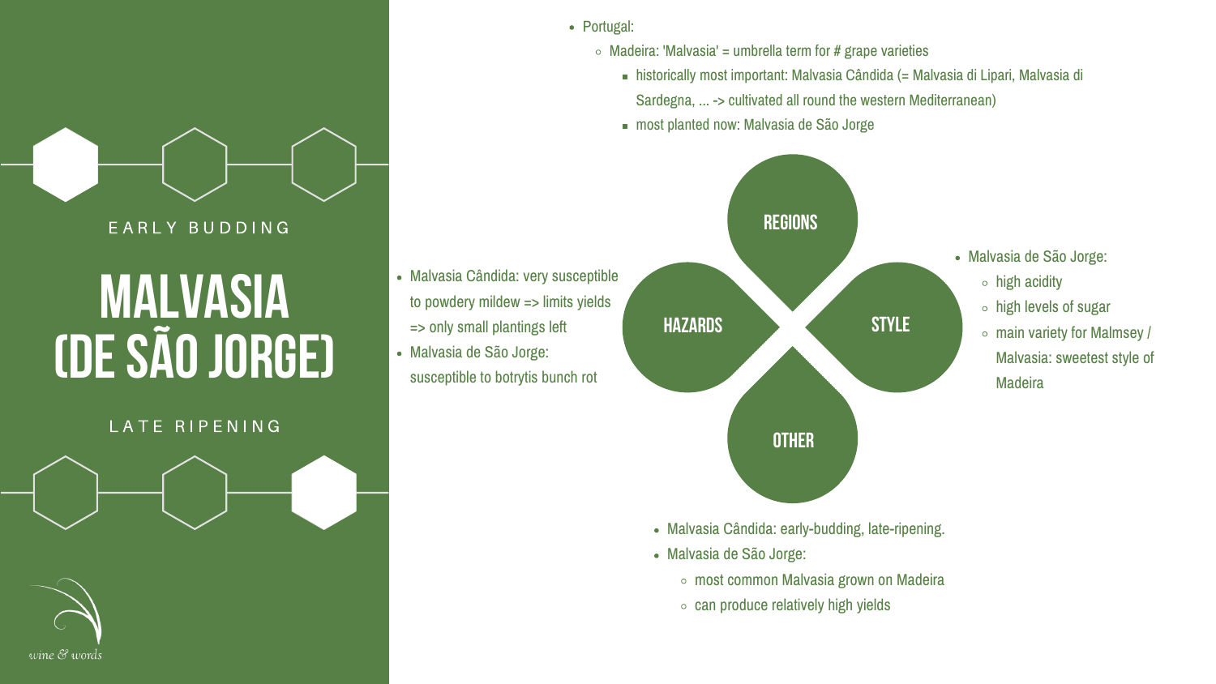EARLY BUDDING

# MALVASIA (DE SÃO JORGE)

LATE RIPENING

wine & words

## REGIONS

- Portugal:
  - Madeira: 'Malvasia' = umbrella term for # grape varieties
    - historically most important: Malvasia Cândida (= Malvasia di Lipari, Malvasia di Sardegna, ... -> cultivated all round the western Mediterranean)
    - most planted now: Malvasia de São Jorge

## HAZARDS

- Malvasia Cândida: very susceptible to powdery mildew => limits yields => only small plantings left
- Malvasia de São Jorge: susceptible to botrytis bunch rot

## STYLE

- Malvasia de São Jorge:
  - high acidity
  - high levels of sugar
  - main variety for Malmsey / Malvasia: sweetest style of Madeira

## OTHER

- Malvasia Cândida: early-budding, late-ripening.
- Malvasia de São Jorge:
  - most common Malvasia grown on Madeira
  - can produce relatively high yields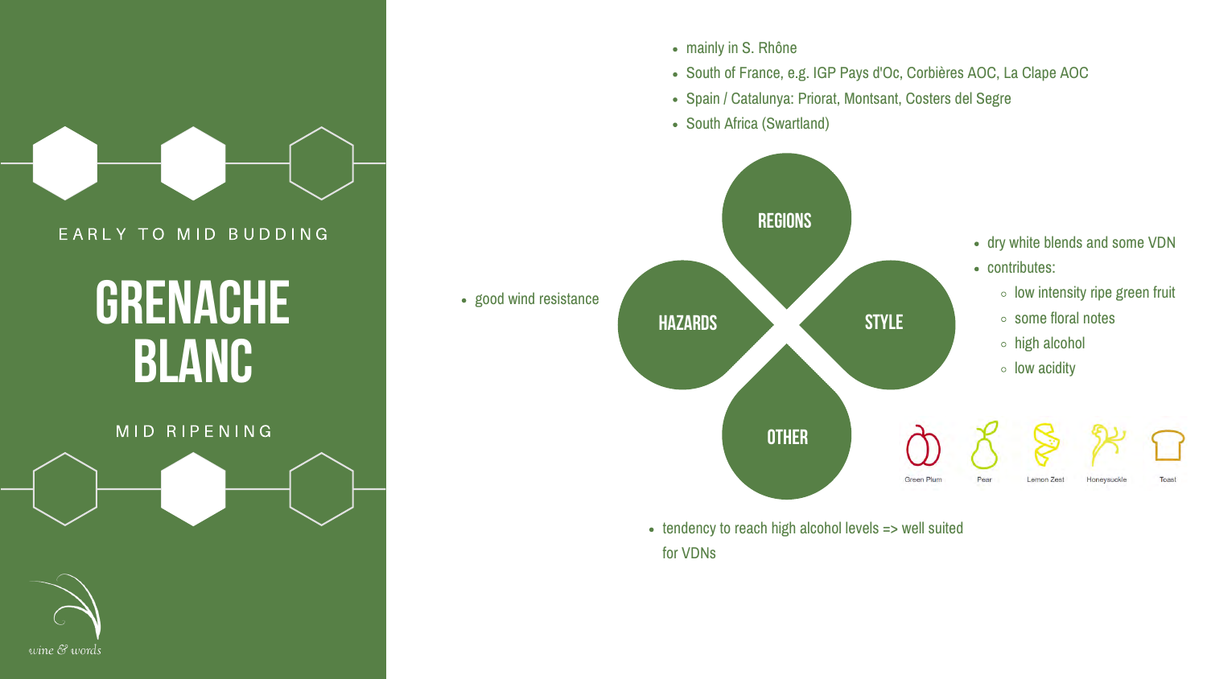# GRENACHE BLANC

EARLY TO MID BUDDING

MID RIPENING

## REGIONS

- mainly in S. Rhône
- South of France, e.g. IGP Pays d'Oc, Corbières AOC, La Clape AOC
- Spain / Catalunya: Priorat, Montsant, Costers del Segre
- South Africa (Swartland)

## HAZARDS

- good wind resistance

## STYLE

- dry white blends and some VDN
- contributes:
  - low intensity ripe green fruit
  - some floral notes
  - high alcohol
  - low acidity

Green Plum, Pear, Lemon Zest, Honeysuckle, Toast

## OTHER

- tendency to reach high alcohol levels => well suited for VDNs

*wine & words*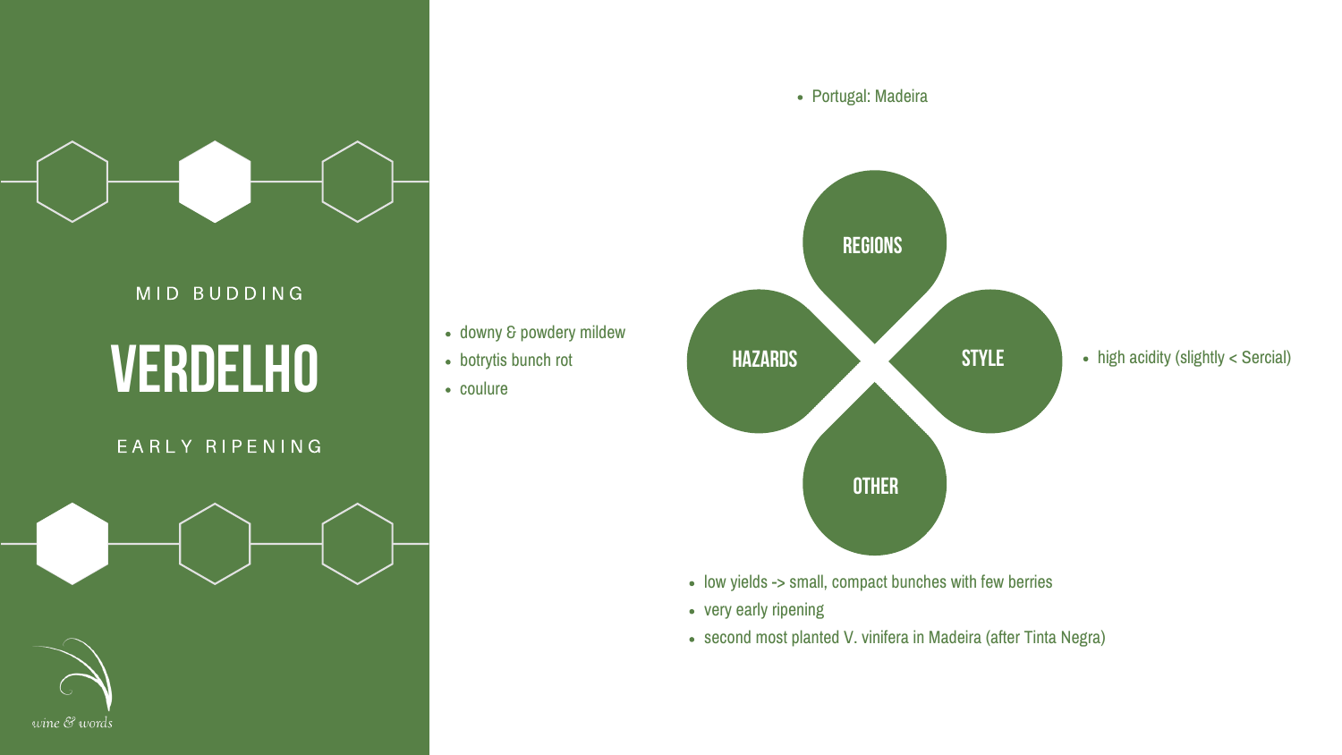MID BUDDING

# VERDELHO

EARLY RIPENING

## REGIONS

- Portugal: Madeira

## HAZARDS

- downy & powdery mildew
- botrytis bunch rot
- coulure

## STYLE

- high acidity (slightly < Sercial)

## OTHER

- low yields -> small, compact bunches with few berries
- very early ripening
- second most planted V. vinifera in Madeira (after Tinta Negra)

*wine & words*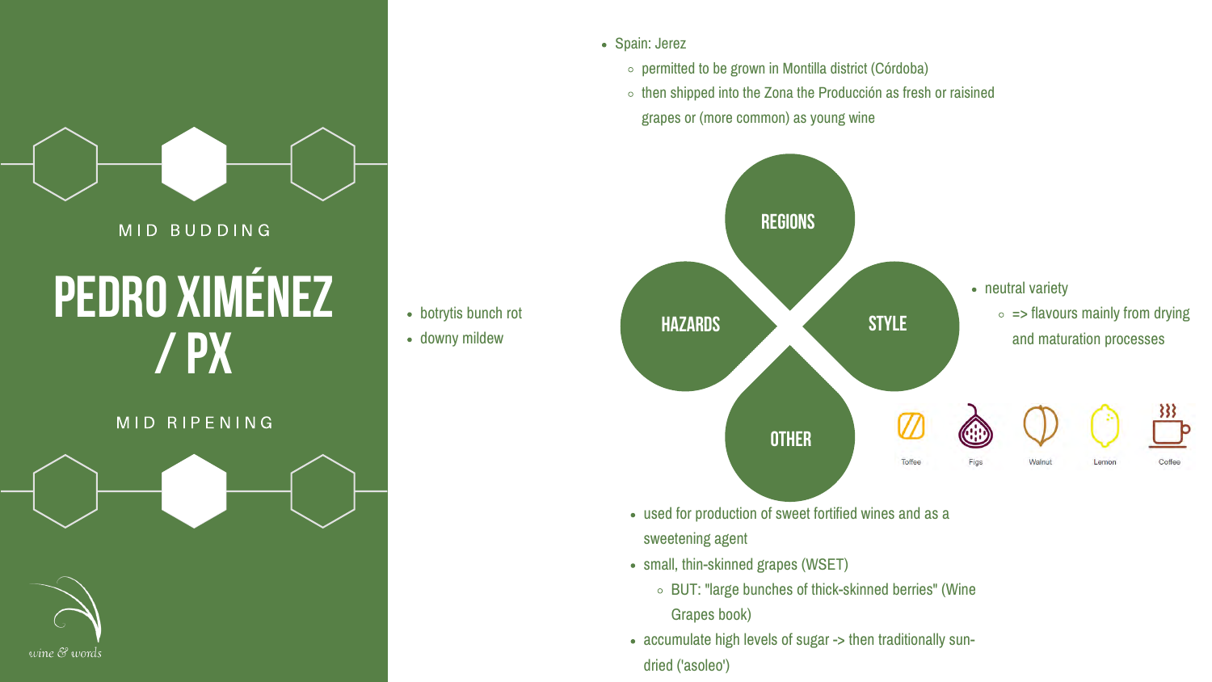MID BUDDING

# PEDRO XIMÉNEZ / PX

MID RIPENING

*wine & words*

## REGIONS

- Spain: Jerez
  - permitted to be grown in Montilla district (Córdoba)
  - then shipped into the Zona the Producción as fresh or raisined grapes or (more common) as young wine

## HAZARDS

- botrytis bunch rot
- downy mildew

## STYLE

- neutral variety
  - => flavours mainly from drying and maturation processes

Toffee · Figs · Walnut · Lemon · Coffee

## OTHER

- used for production of sweet fortified wines and as a sweetening agent
- small, thin-skinned grapes (WSET)
  - BUT: "large bunches of thick-skinned berries" (Wine Grapes book)
- accumulate high levels of sugar -> then traditionally sun-dried ('asoleo')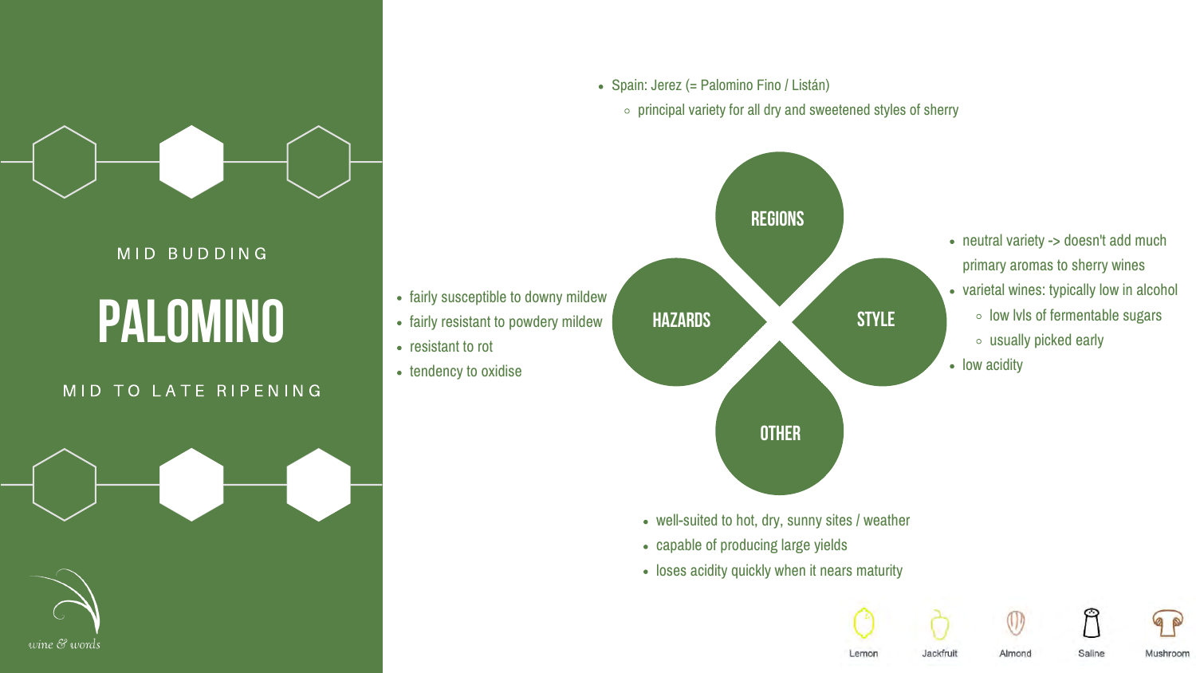MID BUDDING

# PALOMINO

MID TO LATE RIPENING

wine & words

## REGIONS

- Spain: Jerez (= Palomino Fino / Listán)
  - principal variety for all dry and sweetened styles of sherry

## HAZARDS

- fairly susceptible to downy mildew
- fairly resistant to powdery mildew
- resistant to rot
- tendency to oxidise

## STYLE

- neutral variety -> doesn't add much primary aromas to sherry wines
- varietal wines: typically low in alcohol
  - low lvls of fermentable sugars
  - usually picked early
- low acidity

## OTHER

- well-suited to hot, dry, sunny sites / weather
- capable of producing large yields
- loses acidity quickly when it nears maturity

Lemon | Jackfruit | Almond | Saline | Mushroom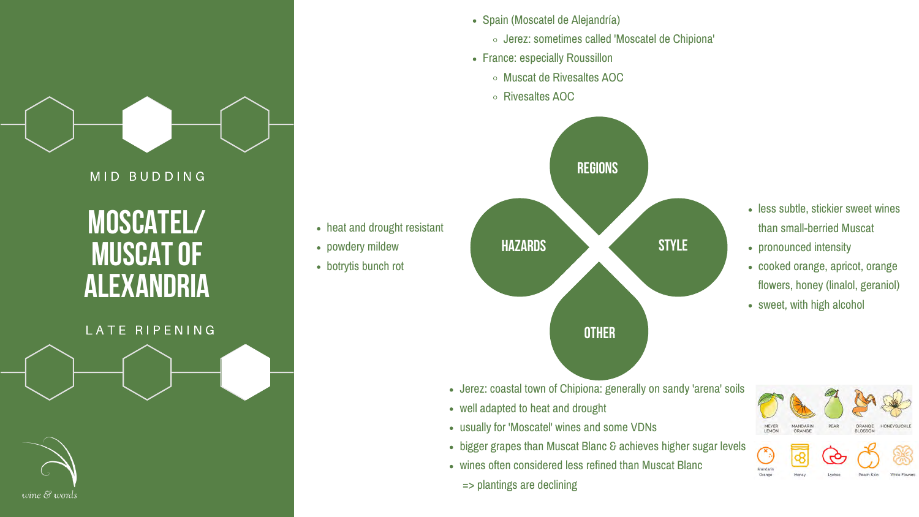MID BUDDING

# MOSCATEL/ MUSCAT OF ALEXANDRIA

LATE RIPENING

wine & words

## REGIONS

- Spain (Moscatel de Alejandría)
  - Jerez: sometimes called 'Moscatel de Chipiona'
- France: especially Roussillon
  - Muscat de Rivesaltes AOC
  - Rivesaltes AOC

## HAZARDS

- heat and drought resistant
- powdery mildew
- botrytis bunch rot

## STYLE

- less subtle, stickier sweet wines than small-berried Muscat
- pronounced intensity
- cooked orange, apricot, orange flowers, honey (linalol, geraniol)
- sweet, with high alcohol

## OTHER

- Jerez: coastal town of Chipiona: generally on sandy 'arena' soils
- well adapted to heat and drought
- usually for 'Moscatel' wines and some VDNs
- bigger grapes than Muscat Blanc & achieves higher sugar levels
- wines often considered less refined than Muscat Blanc

  => plantings are declining

MEYER LEMON, MANDARIN ORANGE, PEAR, ORANGE BLOSSOM, HONEYSUCKLE

Mandarin Orange, Honey, Lychee, Peach Skin, White Flowers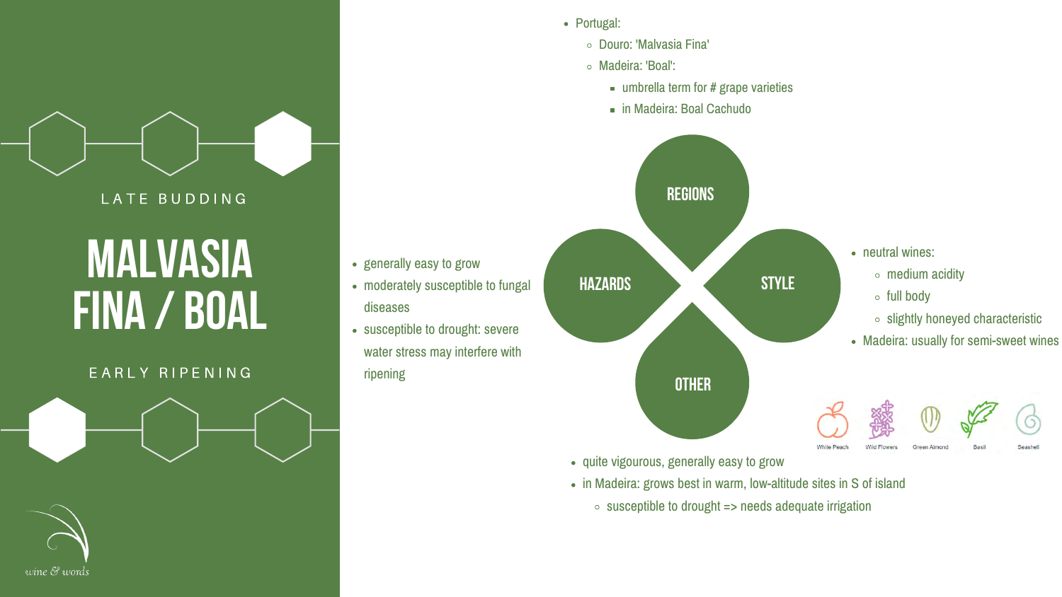LATE BUDDING

# MALVASIA FINA / BOAL

EARLY RIPENING

wine & words

## REGIONS

- Portugal:
  - Douro: 'Malvasia Fina'
  - Madeira: 'Boal':
    - umbrella term for # grape varieties
    - in Madeira: Boal Cachudo

## HAZARDS

- generally easy to grow
- moderately susceptible to fungal diseases
- susceptible to drought: severe water stress may interfere with ripening

## STYLE

- neutral wines:
  - medium acidity
  - full body
  - slightly honeyed characteristic
- Madeira: usually for semi-sweet wines

White Peach · Wild Flowers · Green Almond · Basil · Seashell

## OTHER

- quite vigourous, generally easy to grow
- in Madeira: grows best in warm, low-altitude sites in S of island
  - susceptible to drought => needs adequate irrigation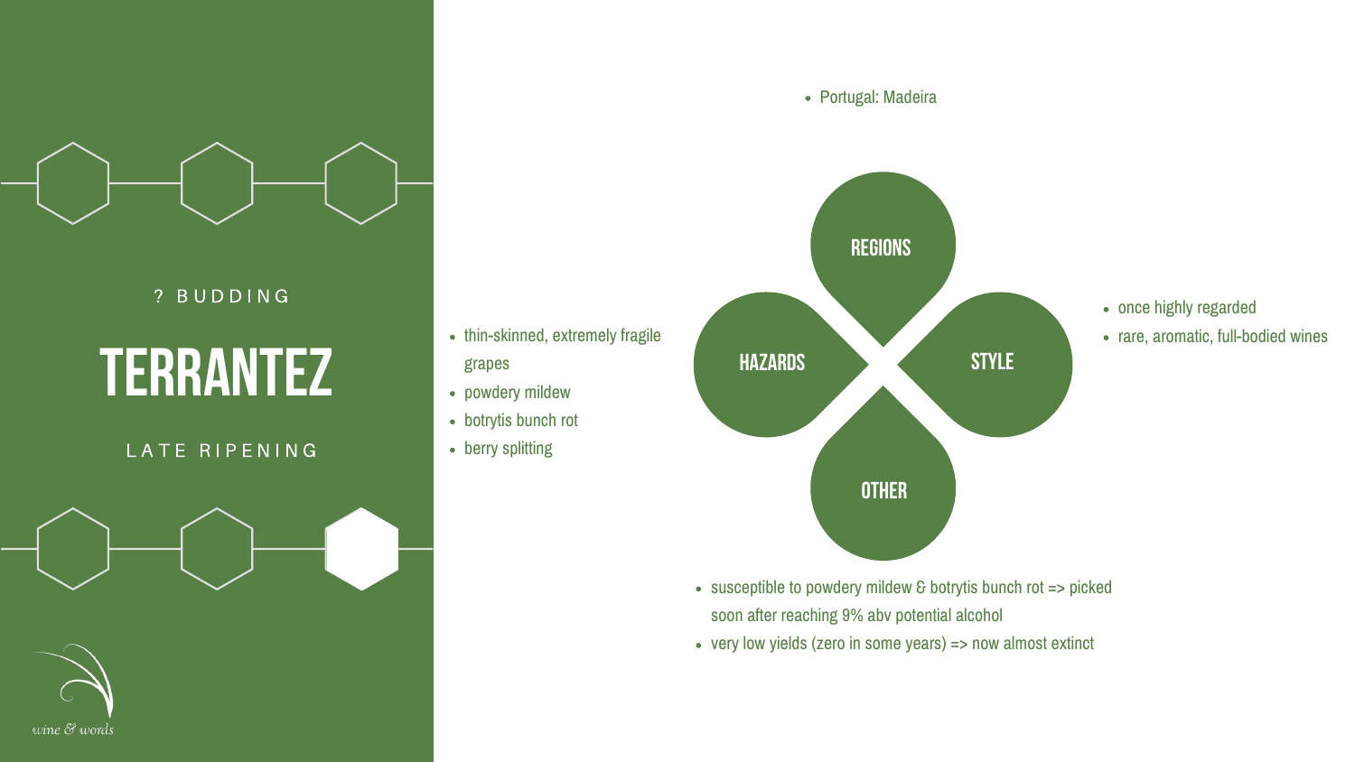? BUDDING

# TERRANTEZ

LATE RIPENING

wine & words

## REGIONS

- Portugal: Madeira

## STYLE

- once highly regarded
- rare, aromatic, full-bodied wines

## HAZARDS

- thin-skinned, extremely fragile grapes
- powdery mildew
- botrytis bunch rot
- berry splitting

## OTHER

- susceptible to powdery mildew & botrytis bunch rot => picked soon after reaching 9% abv potential alcohol
- very low yields (zero in some years) => now almost extinct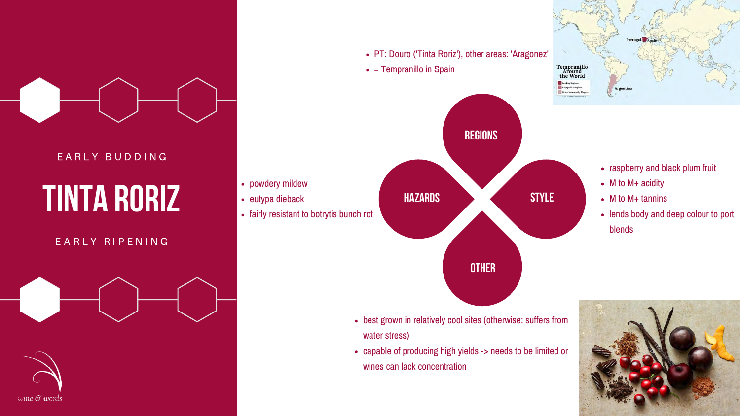EARLY BUDDING

# TINTA RORIZ

EARLY RIPENING

## REGIONS

- PT: Douro ('Tinta Roriz'), other areas: 'Aragonez'
- = Tempranillo in Spain

## HAZARDS

- powdery mildew
- eutypa dieback
- fairly resistant to botrytis bunch rot

## STYLE

- raspberry and black plum fruit
- M to M+ acidity
- M to M+ tannins
- lends body and deep colour to port blends

## OTHER

- best grown in relatively cool sites (otherwise: suffers from water stress)
- capable of producing high yields -> needs to be limited or wines can lack concentration

wine & words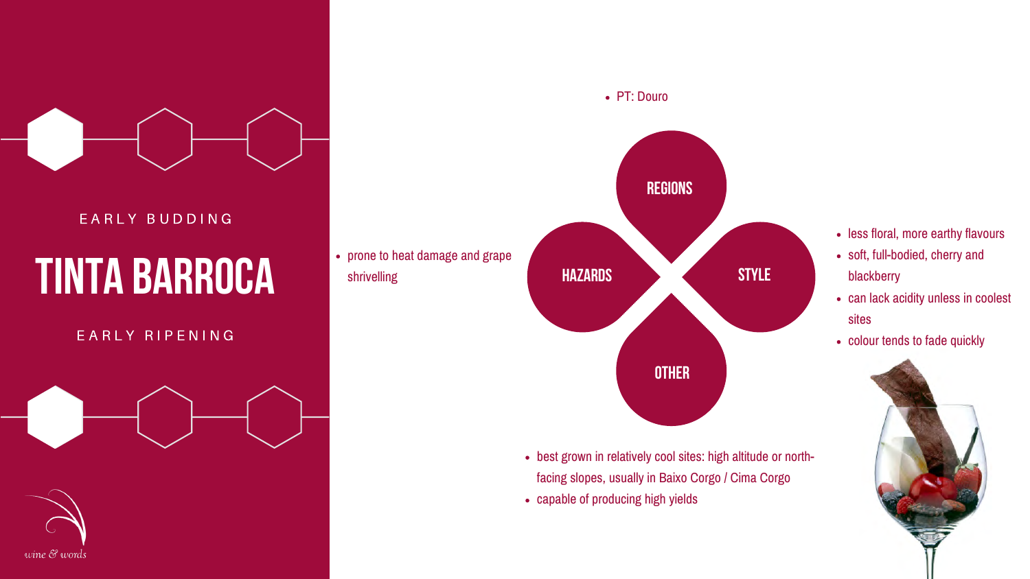EARLY BUDDING

# TINTA BARROCA

EARLY RIPENING

## REGIONS

- PT: Douro

## HAZARDS

- prone to heat damage and grape shrivelling

## STYLE

- less floral, more earthy flavours
- soft, full-bodied, cherry and blackberry
- can lack acidity unless in coolest sites
- colour tends to fade quickly

## OTHER

- best grown in relatively cool sites: high altitude or north-facing slopes, usually in Baixo Corgo / Cima Corgo
- capable of producing high yields

*wine & words*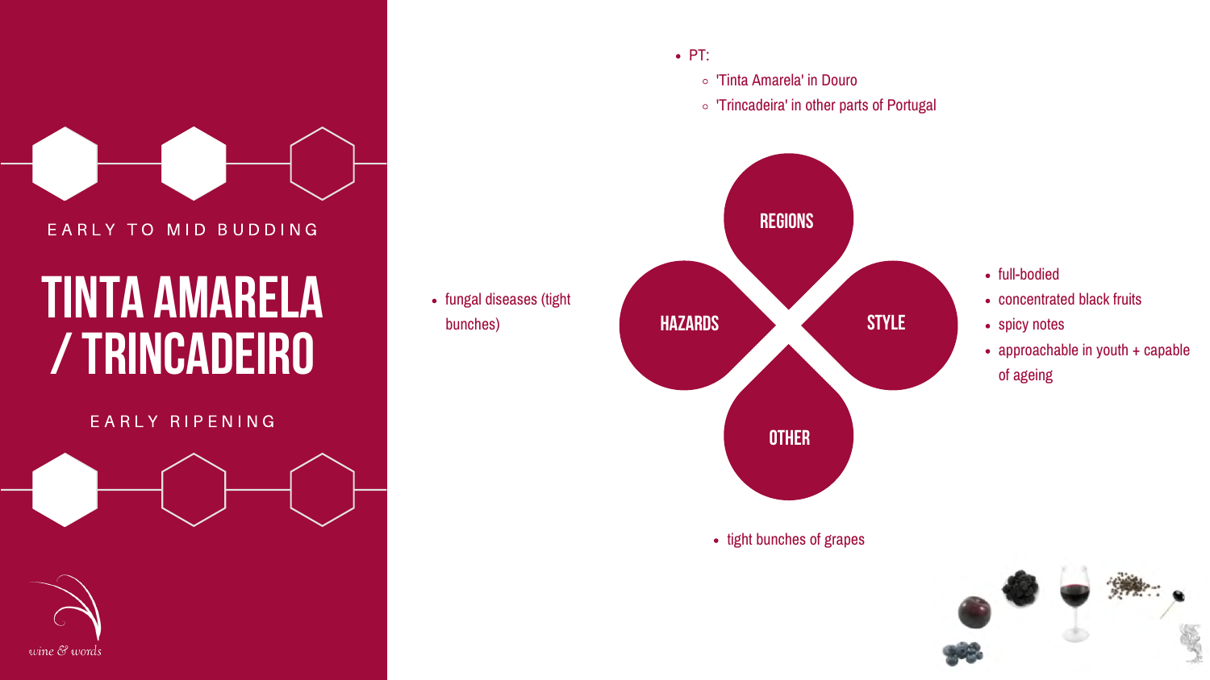EARLY TO MID BUDDING

# TINTA AMARELA / TRINCADEIRO

EARLY RIPENING

## REGIONS

- PT:
  - 'Tinta Amarela' in Douro
  - 'Trincadeira' in other parts of Portugal

## STYLE

- full-bodied
- concentrated black fruits
- spicy notes
- approachable in youth + capable of ageing

## HAZARDS

- fungal diseases (tight bunches)

## OTHER

- tight bunches of grapes

wine & words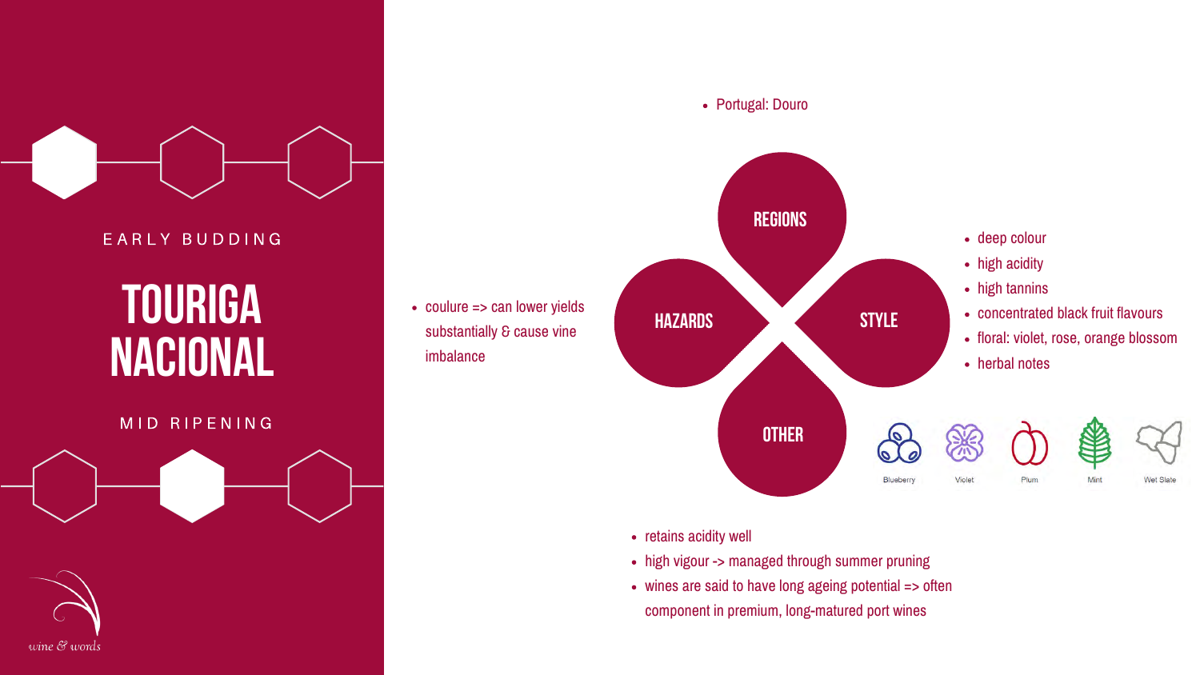EARLY BUDDING

# TOURIGA NACIONAL

MID RIPENING

## REGIONS

- Portugal: Douro

## STYLE

- deep colour
- high acidity
- high tannins
- concentrated black fruit flavours
- floral: violet, rose, orange blossom
- herbal notes

Blueberry | Violet | Plum | Mint | Wet Slate

## HAZARDS

- coulure => can lower yields substantially & cause vine imbalance

## OTHER

- retains acidity well
- high vigour -> managed through summer pruning
- wines are said to have long ageing potential => often component in premium, long-matured port wines

*wine & words*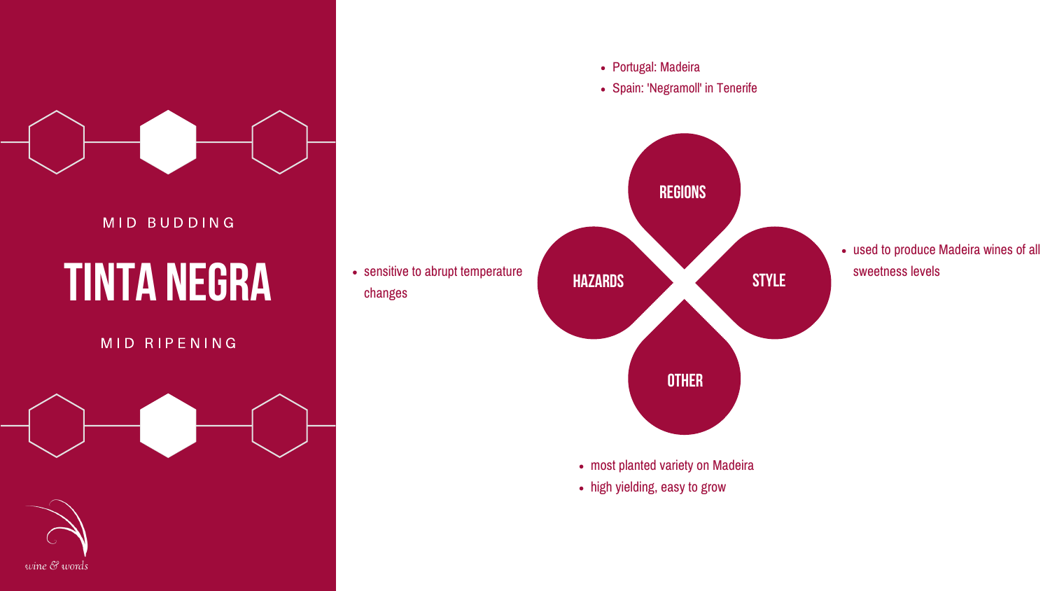MID BUDDING

# TINTA NEGRA

MID RIPENING

wine & words

## REGIONS

- Portugal: Madeira
- Spain: 'Negramoll' in Tenerife

## HAZARDS

- sensitive to abrupt temperature changes

## STYLE

- used to produce Madeira wines of all sweetness levels

## OTHER

- most planted variety on Madeira
- high yielding, easy to grow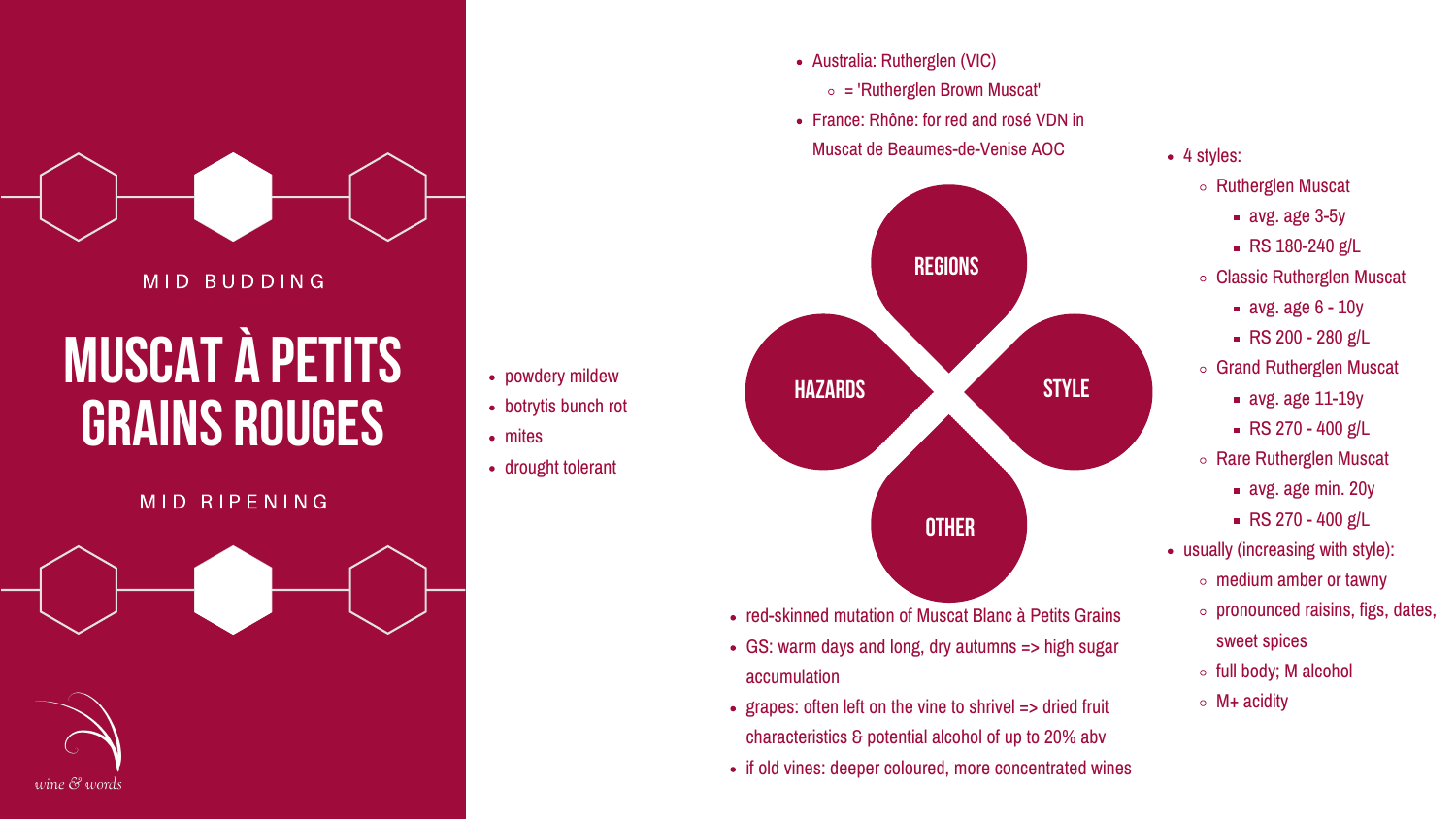MID BUDDING

# MUSCAT À PETITS GRAINS ROUGES

MID RIPENING

## REGIONS

- Australia: Rutherglen (VIC)
  - = 'Rutherglen Brown Muscat'
- France: Rhône: for red and rosé VDN in Muscat de Beaumes-de-Venise AOC

## HAZARDS

- powdery mildew
- botrytis bunch rot
- mites
- drought tolerant

## STYLE

- 4 styles:
  - Rutherglen Muscat
    - avg. age 3-5y
    - RS 180-240 g/L
  - Classic Rutherglen Muscat
    - avg. age 6 - 10y
    - RS 200 - 280 g/L
  - Grand Rutherglen Muscat
    - avg. age 11-19y
    - RS 270 - 400 g/L
  - Rare Rutherglen Muscat
    - avg. age min. 20y
    - RS 270 - 400 g/L
- usually (increasing with style):
  - medium amber or tawny
  - pronounced raisins, figs, dates, sweet spices
  - full body; M alcohol
  - M+ acidity

## OTHER

- red-skinned mutation of Muscat Blanc à Petits Grains
- GS: warm days and long, dry autumns => high sugar accumulation
- grapes: often left on the vine to shrivel => dried fruit characteristics & potential alcohol of up to 20% abv
- if old vines: deeper coloured, more concentrated wines

*wine & words*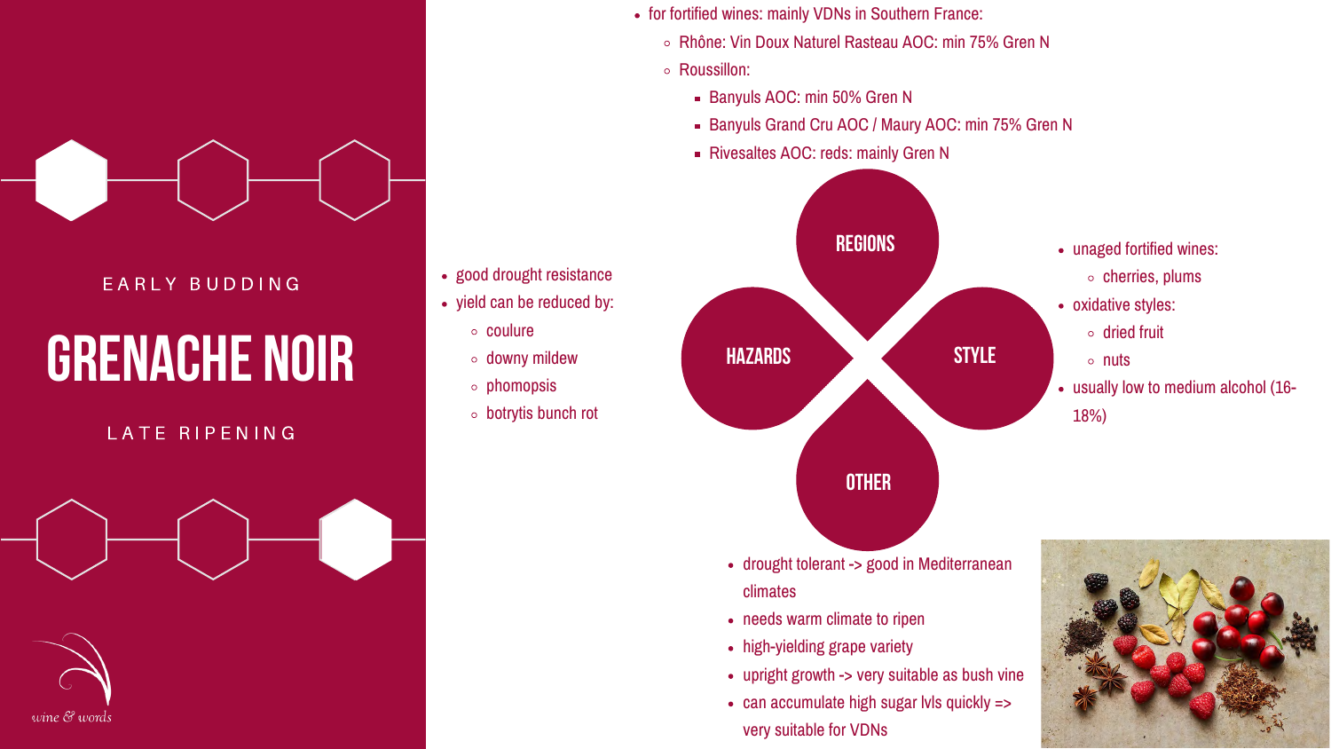EARLY BUDDING

# GRENACHE NOIR

LATE RIPENING

## REGIONS

- for fortified wines: mainly VDNs in Southern France:
  - Rhône: Vin Doux Naturel Rasteau AOC: min 75% Gren N
  - Roussillon:
    - Banyuls AOC: min 50% Gren N
    - Banyuls Grand Cru AOC / Maury AOC: min 75% Gren N
    - Rivesaltes AOC: reds: mainly Gren N

## HAZARDS

- good drought resistance
- yield can be reduced by:
  - coulure
  - downy mildew
  - phomopsis
  - botrytis bunch rot

## STYLE

- unaged fortified wines:
  - cherries, plums
- oxidative styles:
  - dried fruit
  - nuts
- usually low to medium alcohol (16-18%)

## OTHER

- drought tolerant -> good in Mediterranean climates
- needs warm climate to ripen
- high-yielding grape variety
- upright growth -> very suitable as bush vine
- can accumulate high sugar lvls quickly => very suitable for VDNs

*wine & words*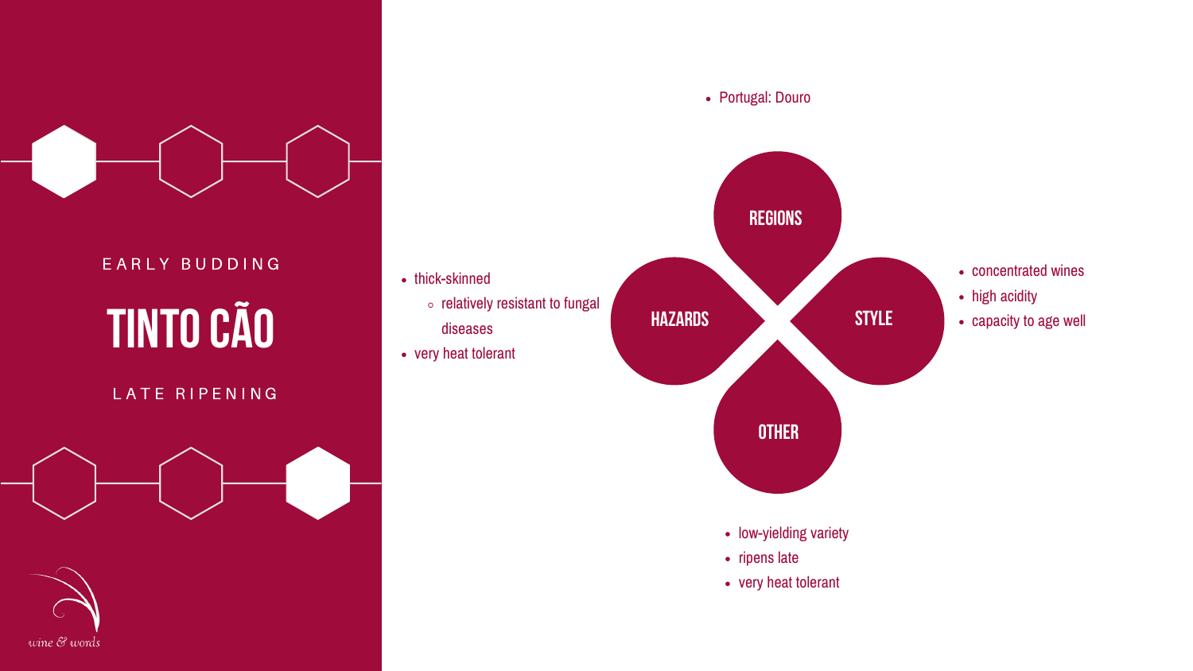EARLY BUDDING

# TINTO CÃO

LATE RIPENING

## REGIONS

- Portugal: Douro

## HAZARDS

- thick-skinned
  - relatively resistant to fungal diseases
- very heat tolerant

## STYLE

- concentrated wines
- high acidity
- capacity to age well

## OTHER

- low-yielding variety
- ripens late
- very heat tolerant

*wine & words*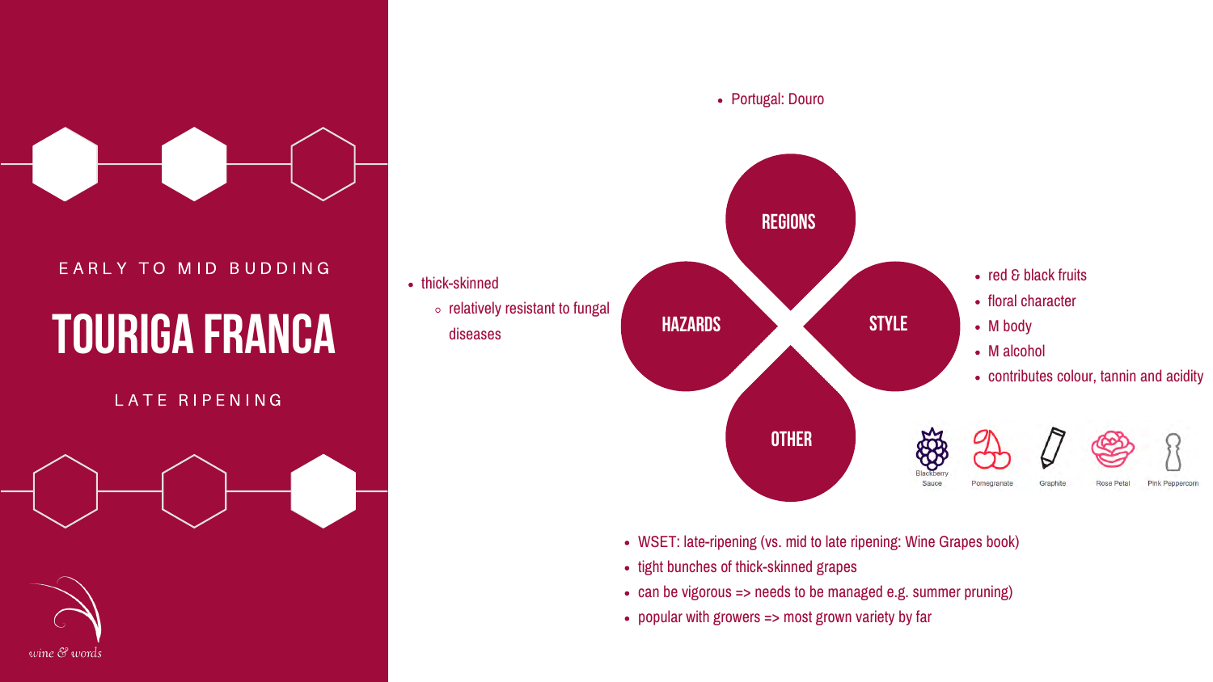EARLY TO MID BUDDING

# TOURIGA FRANCA

LATE RIPENING

wine & words

## REGIONS

- Portugal: Douro

## HAZARDS

- thick-skinned
  - relatively resistant to fungal diseases

## STYLE

- red & black fruits
- floral character
- M body
- M alcohol
- contributes colour, tannin and acidity

Blackberry Sauce, Pomegranate, Graphite, Rose Petal, Pink Peppercorn

## OTHER

- WSET: late-ripening (vs. mid to late ripening: Wine Grapes book)
- tight bunches of thick-skinned grapes
- can be vigorous => needs to be managed e.g. summer pruning)
- popular with growers => most grown variety by far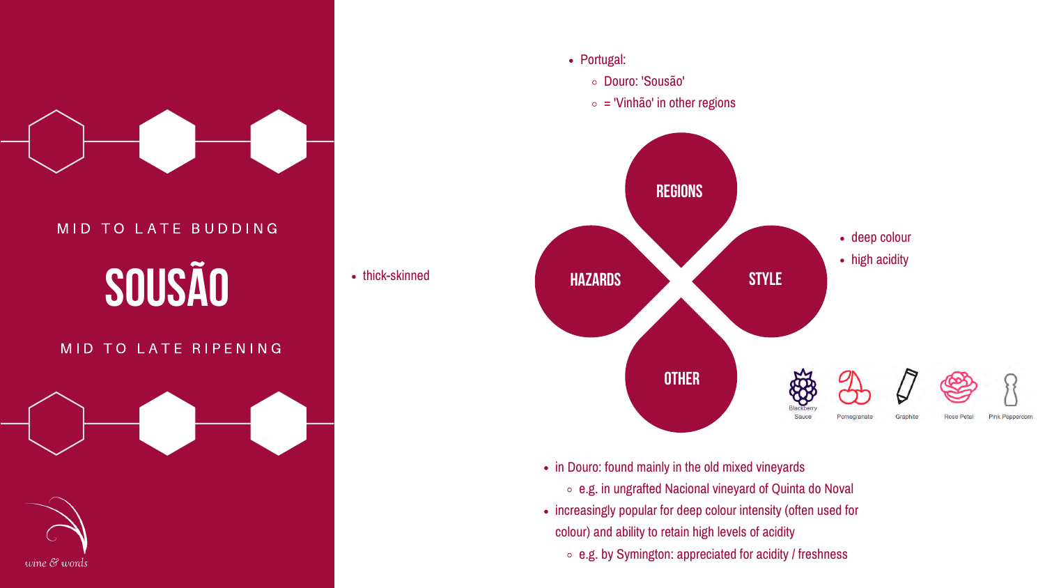MID TO LATE BUDDING

# SOUSÃO

MID TO LATE RIPENING

wine & words

## REGIONS

- Portugal:
  - Douro: 'Sousão'
  - = 'Vinhão' in other regions

## HAZARDS

- thick-skinned

## STYLE

- deep colour
- high acidity

Blackberry Sauce, Pomegranate, Graphite, Rose Petal, Pink Peppercorn

## OTHER

- in Douro: found mainly in the old mixed vineyards
  - e.g. in ungrafted Nacional vineyard of Quinta do Noval
- increasingly popular for deep colour intensity (often used for colour) and ability to retain high levels of acidity
  - e.g. by Symington: appreciated for acidity / freshness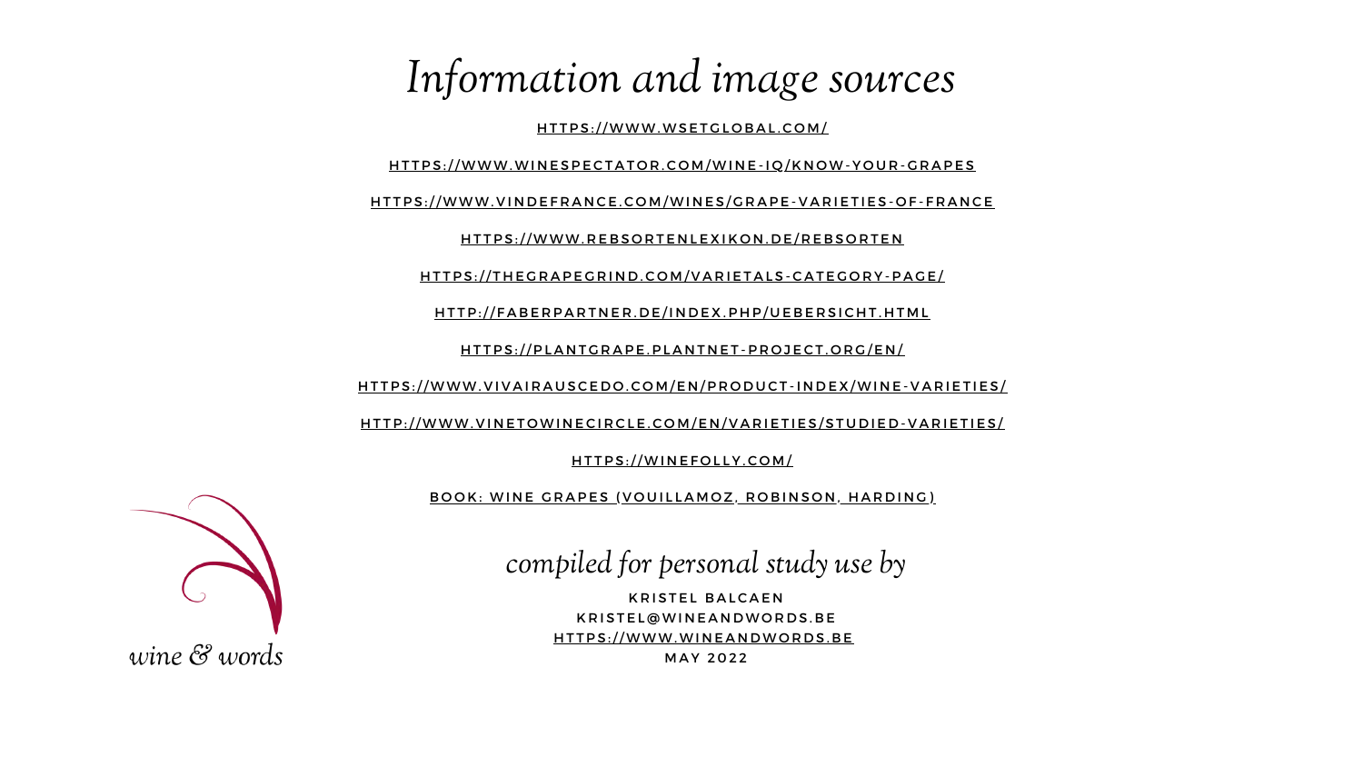# *Information and image sources*

HTTPS://WWW.WSETGLOBAL.COM/

HTTPS://WWW.WINESPECTATOR.COM/WINE-IQ/KNOW-YOUR-GRAPES

HTTPS://WWW.VINDEFRANCE.COM/WINES/GRAPE-VARIETIES-OF-FRANCE

HTTPS://WWW.REBSORTENLEXIKON.DE/REBSORTEN

HTTPS://THEGRAPEGRIND.COM/VARIETALS-CATEGORY-PAGE/

HTTP://FABERPARTNER.DE/INDEX.PHP/UEBERSICHT.HTML

HTTPS://PLANTGRAPE.PLANTNET-PROJECT.ORG/EN/

HTTPS://WWW.VIVAIRAUSCEDO.COM/EN/PRODUCT-INDEX/WINE-VARIETIES/

HTTP://WWW.VINETOWINECIRCLE.COM/EN/VARIETIES/STUDIED-VARIETIES/

HTTPS://WINEFOLLY.COM/

BOOK: WINE GRAPES (VOUILLAMOZ, ROBINSON, HARDING)

*compiled for personal study use by*

KRISTEL BALCAEN
KRISTEL@WINEANDWORDS.BE
HTTPS://WWW.WINEANDWORDS.BE
MAY 2022

*wine & words*